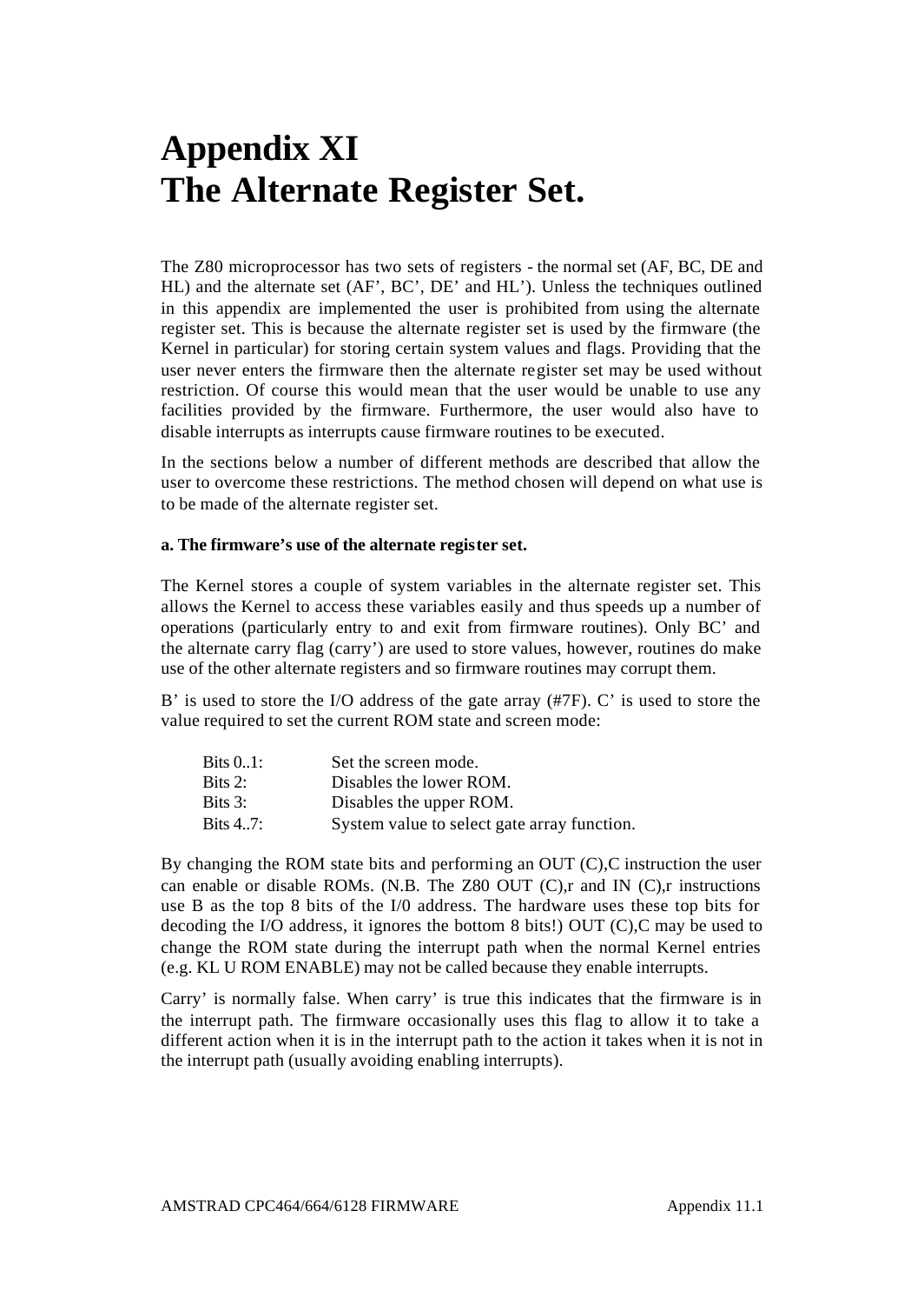# Appendix XI
# The Alternate Register Set.

The Z80 microprocessor has two sets of registers - the normal set (AF, BC, DE and HL) and the alternate set (AF', BC', DE' and HL'). Unless the techniques outlined in this appendix are implemented the user is prohibited from using the alternate register set. This is because the alternate register set is used by the firmware (the Kernel in particular) for storing certain system values and flags. Providing that the user never enters the firmware then the alternate register set may be used without restriction. Of course this would mean that the user would be unable to use any facilities provided by the firmware. Furthermore, the user would also have to disable interrupts as interrupts cause firmware routines to be executed.

In the sections below a number of different methods are described that allow the user to overcome these restrictions. The method chosen will depend on what use is to be made of the alternate register set.

**a. The firmware's use of the alternate register set.**

The Kernel stores a couple of system variables in the alternate register set. This allows the Kernel to access these variables easily and thus speeds up a number of operations (particularly entry to and exit from firmware routines). Only BC' and the alternate carry flag (carry') are used to store values, however, routines do make use of the other alternate registers and so firmware routines may corrupt them.

B' is used to store the I/O address of the gate array (#7F). C' is used to store the value required to set the current ROM state and screen mode:

| | |
|---|---|
| Bits 0..1: | Set the screen mode. |
| Bits 2: | Disables the lower ROM. |
| Bits 3: | Disables the upper ROM. |
| Bits 4..7: | System value to select gate array function. |

By changing the ROM state bits and performing an OUT (C),C instruction the user can enable or disable ROMs. (N.B. The Z80 OUT (C),r and IN (C),r instructions use B as the top 8 bits of the I/0 address. The hardware uses these top bits for decoding the I/O address, it ignores the bottom 8 bits!) OUT (C),C may be used to change the ROM state during the interrupt path when the normal Kernel entries (e.g. KL U ROM ENABLE) may not be called because they enable interrupts.

Carry' is normally false. When carry' is true this indicates that the firmware is in the interrupt path. The firmware occasionally uses this flag to allow it to take a different action when it is in the interrupt path to the action it takes when it is not in the interrupt path (usually avoiding enabling interrupts).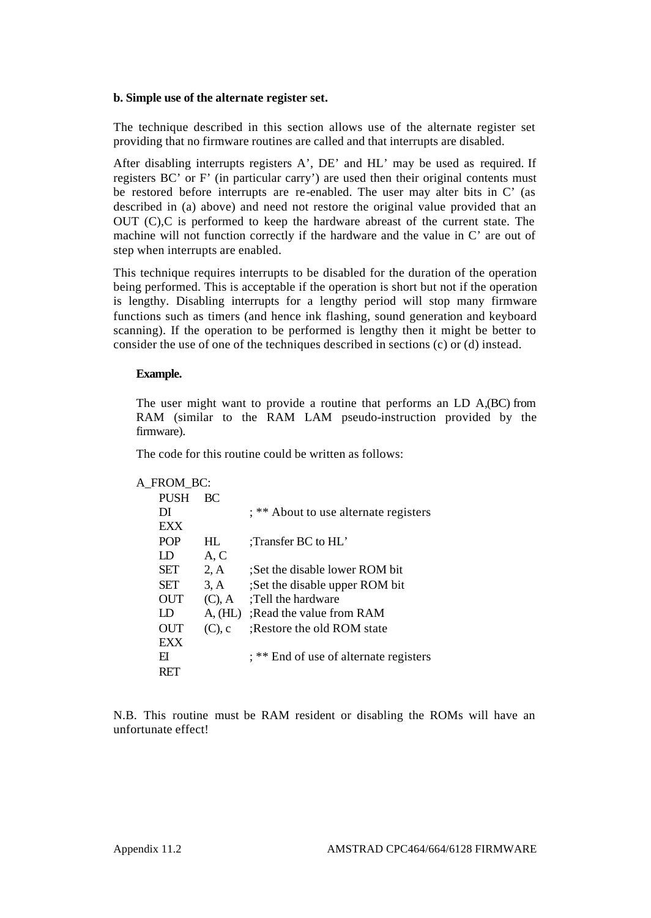**b. Simple use of the alternate register set.**

The technique described in this section allows use of the alternate register set providing that no firmware routines are called and that interrupts are disabled.

After disabling interrupts registers A', DE' and HL' may be used as required. If registers BC' or F' (in particular carry') are used then their original contents must be restored before interrupts are re-enabled. The user may alter bits in C' (as described in (a) above) and need not restore the original value provided that an OUT (C),C is performed to keep the hardware abreast of the current state. The machine will not function correctly if the hardware and the value in C' are out of step when interrupts are enabled.

This technique requires interrupts to be disabled for the duration of the operation being performed. This is acceptable if the operation is short but not if the operation is lengthy. Disabling interrupts for a lengthy period will stop many firmware functions such as timers (and hence ink flashing, sound generation and keyboard scanning). If the operation to be performed is lengthy then it might be better to consider the use of one of the techniques described in sections (c) or (d) instead.

**Example.**

The user might want to provide a routine that performs an LD A,(BC) from RAM (similar to the RAM LAM pseudo-instruction provided by the firmware).

The code for this routine could be written as follows:

```
A_FROM_BC:
    PUSH  BC
    DI             ; ** About to use alternate registers
    EXX
    POP   HL       ;Transfer BC to HL'
    LD    A, C
    SET   2, A     ;Set the disable lower ROM bit
    SET   3, A     ;Set the disable upper ROM bit
    OUT   (C), A   ;Tell the hardware
    LD    A, (HL)  ;Read the value from RAM
    OUT   (C), c   ;Restore the old ROM state
    EXX
    EI             ; ** End of use of alternate registers
    RET
```

N.B. This routine must be RAM resident or disabling the ROMs will have an unfortunate effect!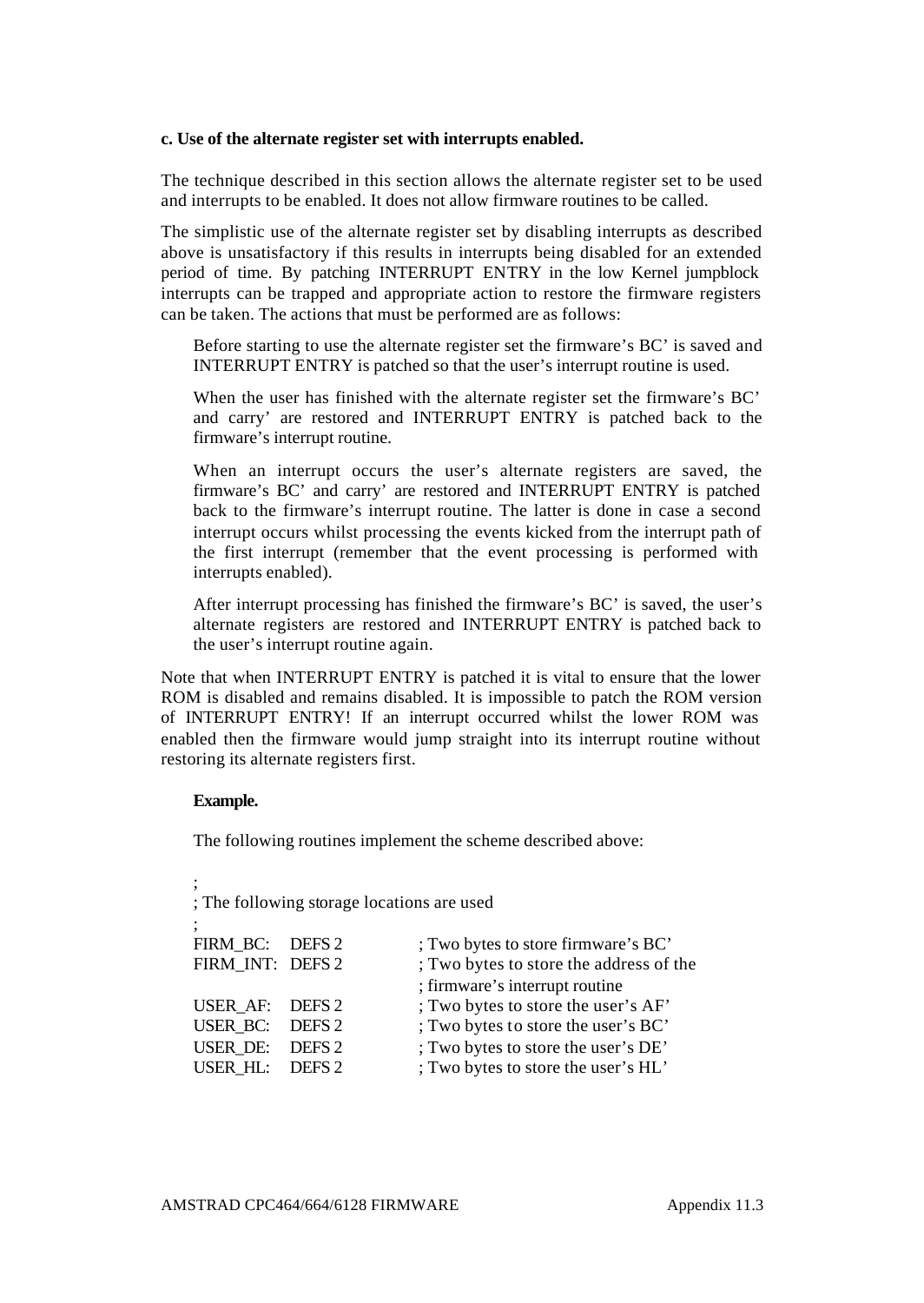**c. Use of the alternate register set with interrupts enabled.**

The technique described in this section allows the alternate register set to be used and interrupts to be enabled. It does not allow firmware routines to be called.

The simplistic use of the alternate register set by disabling interrupts as described above is unsatisfactory if this results in interrupts being disabled for an extended period of time. By patching INTERRUPT ENTRY in the low Kernel jumpblock interrupts can be trapped and appropriate action to restore the firmware registers can be taken. The actions that must be performed are as follows:

> Before starting to use the alternate register set the firmware's BC' is saved and INTERRUPT ENTRY is patched so that the user's interrupt routine is used.
>
> When the user has finished with the alternate register set the firmware's BC' and carry' are restored and INTERRUPT ENTRY is patched back to the firmware's interrupt routine.
>
> When an interrupt occurs the user's alternate registers are saved, the firmware's BC' and carry' are restored and INTERRUPT ENTRY is patched back to the firmware's interrupt routine. The latter is done in case a second interrupt occurs whilst processing the events kicked from the interrupt path of the first interrupt (remember that the event processing is performed with interrupts enabled).
>
> After interrupt processing has finished the firmware's BC' is saved, the user's alternate registers are restored and INTERRUPT ENTRY is patched back to the user's interrupt routine again.

Note that when INTERRUPT ENTRY is patched it is vital to ensure that the lower ROM is disabled and remains disabled. It is impossible to patch the ROM version of INTERRUPT ENTRY! If an interrupt occurred whilst the lower ROM was enabled then the firmware would jump straight into its interrupt routine without restoring its alternate registers first.

**Example.**

The following routines implement the scheme described above:

```
;
; The following storage locations are used
;
FIRM_BC:   DEFS 2      ; Two bytes to store firmware's BC'
FIRM_INT:  DEFS 2      ; Two bytes to store the address of the
                       ; firmware's interrupt routine
USER_AF:   DEFS 2      ; Two bytes to store the user's AF'
USER_BC:   DEFS 2      ; Two bytes to store the user's BC'
USER_DE:   DEFS 2      ; Two bytes to store the user's DE'
USER_HL:   DEFS 2      ; Two bytes to store the user's HL'
```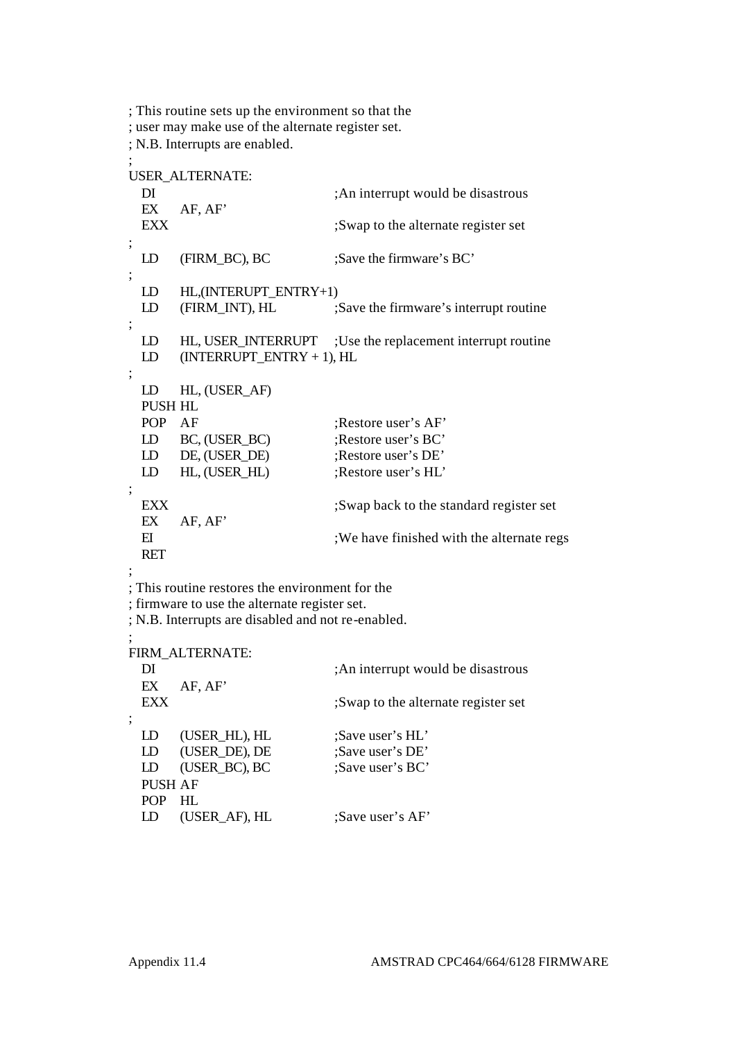```
; This routine sets up the environment so that the
; user may make use of the alternate register set.
; N.B. Interrupts are enabled.
;
USER_ALTERNATE:
   DI                           ;An interrupt would be disastrous
   EX     AF, AF'
   EXX                          ;Swap to the alternate register set
;
   LD     (FIRM_BC), BC         ;Save the firmware's BC'
;
   LD     HL,(INTERUPT_ENTRY+1)
   LD     (FIRM_INT), HL        ;Save the firmware's interrupt routine
;
   LD     HL, USER_INTERRUPT    ;Use the replacement interrupt routine
   LD     (INTERRUPT_ENTRY + 1), HL
;
   LD     HL, (USER_AF)
   PUSH HL
   POP    AF                    ;Restore user's AF'
   LD     BC, (USER_BC)         ;Restore user's BC'
   LD     DE, (USER_DE)         ;Restore user's DE'
   LD     HL, (USER_HL)         ;Restore user's HL'
;
   EXX                          ;Swap back to the standard register set
   EX     AF, AF'
   EI                           ;We have finished with the alternate regs
   RET
;
; This routine restores the environment for the
; firmware to use the alternate register set.
; N.B. Interrupts are disabled and not re-enabled.
;
FIRM_ALTERNATE:
   DI                           ;An interrupt would be disastrous
   EX     AF, AF'
   EXX                          ;Swap to the alternate register set
;
   LD     (USER_HL), HL         ;Save user's HL'
   LD     (USER_DE), DE         ;Save user's DE'
   LD     (USER_BC), BC         ;Save user's BC'
   PUSH AF
   POP    HL
   LD     (USER_AF), HL         ;Save user's AF'
```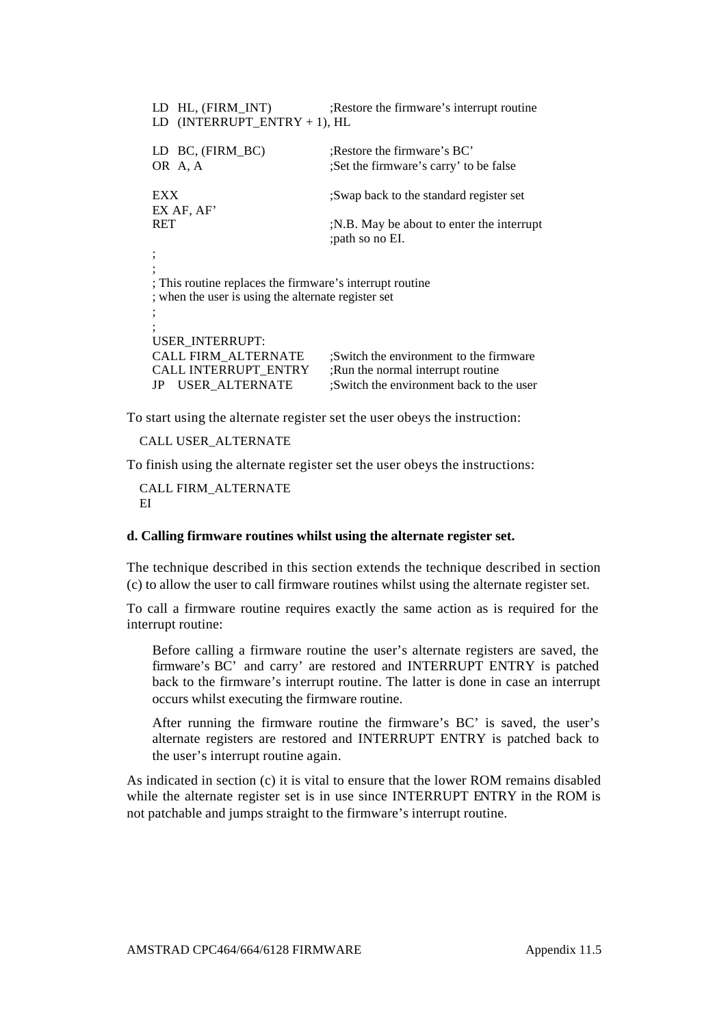```
LD  HL, (FIRM_INT)              ;Restore the firmware's interrupt routine
LD  (INTERRUPT_ENTRY + 1), HL

LD  BC, (FIRM_BC)               ;Restore the firmware's BC'
OR  A, A                        ;Set the firmware's carry' to be false

EXX                             ;Swap back to the standard register set
EX AF, AF'
RET                             ;N.B. May be about to enter the interrupt
                                ;path so no EI.
;
;
; This routine replaces the firmware's interrupt routine
; when the user is using the alternate register set
;
;
USER_INTERRUPT:
CALL FIRM_ALTERNATE             ;Switch the environment to the firmware
CALL INTERRUPT_ENTRY            ;Run the normal interrupt routine
JP   USER_ALTERNATE             ;Switch the environment back to the user
```

To start using the alternate register set the user obeys the instruction:

```
CALL USER_ALTERNATE
```

To finish using the alternate register set the user obeys the instructions:

```
CALL FIRM_ALTERNATE
EI
```

**d. Calling firmware routines whilst using the alternate register set.**

The technique described in this section extends the technique described in section (c) to allow the user to call firmware routines whilst using the alternate register set.

To call a firmware routine requires exactly the same action as is required for the interrupt routine:

> Before calling a firmware routine the user's alternate registers are saved, the firmware's BC' and carry' are restored and INTERRUPT ENTRY is patched back to the firmware's interrupt routine. The latter is done in case an interrupt occurs whilst executing the firmware routine.
>
> After running the firmware routine the firmware's BC' is saved, the user's alternate registers are restored and INTERRUPT ENTRY is patched back to the user's interrupt routine again.

As indicated in section (c) it is vital to ensure that the lower ROM remains disabled while the alternate register set is in use since INTERRUPT ENTRY in the ROM is not patchable and jumps straight to the firmware's interrupt routine.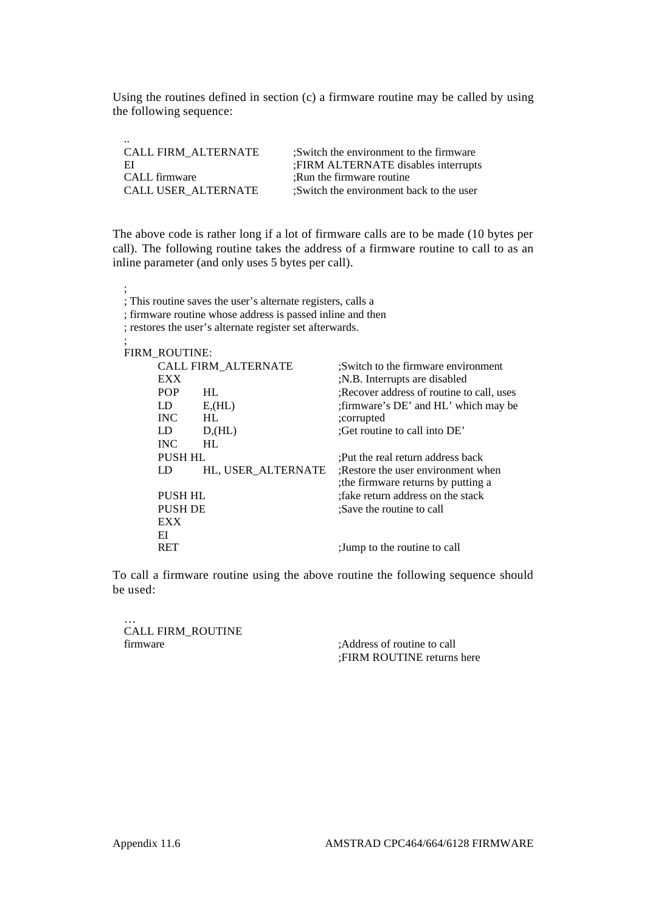Using the routines defined in section (c) a firmware routine may be called by using the following sequence:

```
..
CALL FIRM_ALTERNATE        ;Switch the environment to the firmware
EI                         ;FIRM ALTERNATE disables interrupts
CALL firmware              ;Run the firmware routine
CALL USER_ALTERNATE        ;Switch the environment back to the user
```

The above code is rather long if a lot of firmware calls are to be made (10 bytes per call). The following routine takes the address of a firmware routine to call to as an inline parameter (and only uses 5 bytes per call).

```
;
; This routine saves the user's alternate registers, calls a
; firmware routine whose address is passed inline and then
; restores the user's alternate register set afterwards.
;
FIRM_ROUTINE:
        CALL FIRM_ALTERNATE        ;Switch to the firmware environment
        EXX                        ;N.B. Interrupts are disabled
        POP     HL                 ;Recover address of routine to call, uses
        LD      E,(HL)             ;firmware's DE' and HL' which may be
        INC     HL                 ;corrupted
        LD      D,(HL)             ;Get routine to call into DE'
        INC     HL
        PUSH HL                    ;Put the real return address back
        LD      HL, USER_ALTERNATE ;Restore the user environment when
                                   ;the firmware returns by putting a
        PUSH HL                    ;fake return address on the stack
        PUSH DE                    ;Save the routine to call
        EXX
        EI
        RET                        ;Jump to the routine to call
```

To call a firmware routine using the above routine the following sequence should be used:

```
…
CALL FIRM_ROUTINE
firmware                           ;Address of routine to call
                                   ;FIRM ROUTINE returns here
```